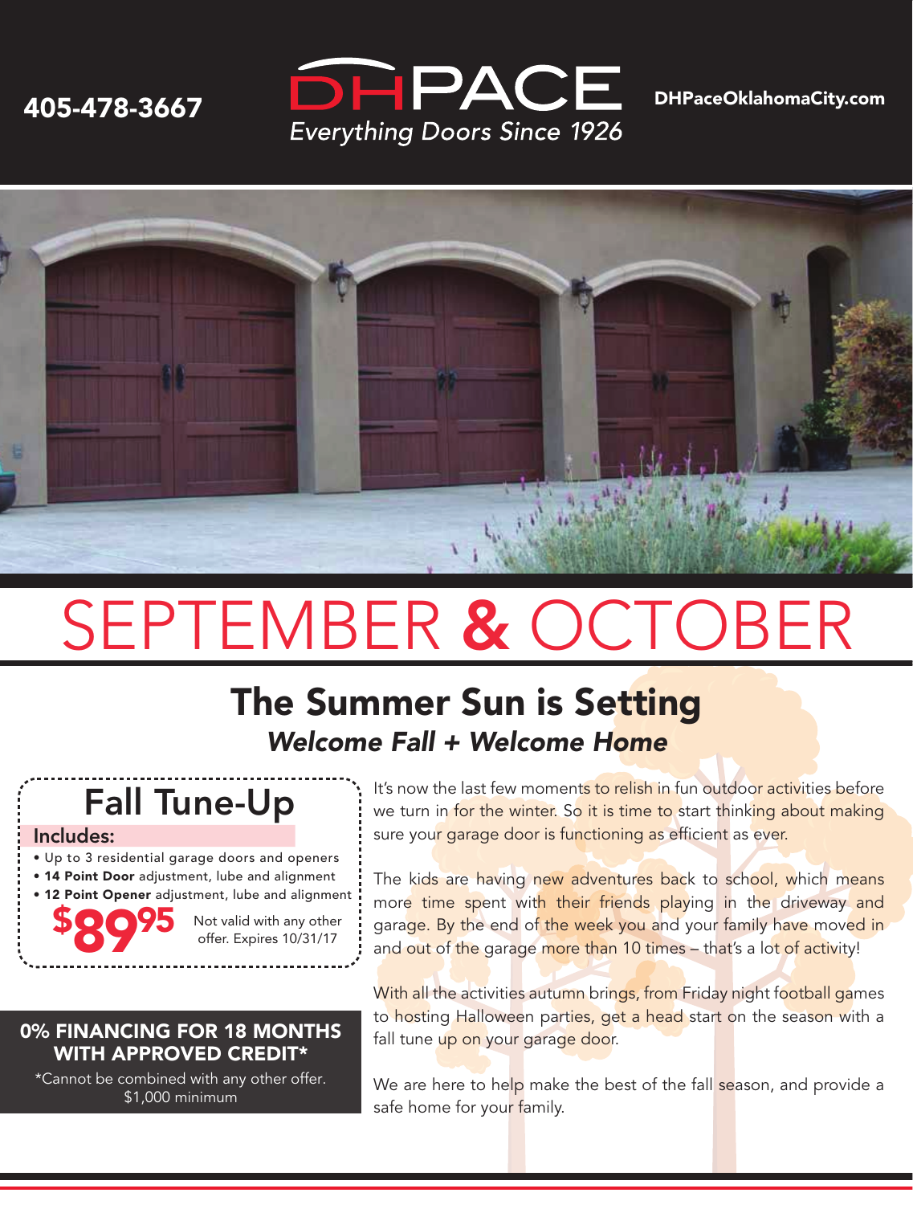405-478-3667

DHPACE

*Everything Doors Since 1926*

DHPaceOklahomaCity.com

# SEPTEMBER & OCTOBER

## The Summer Sun is Setting

### *Welcome Fall + Welcome Home*

## Fall Tune-Up

**Includes:**

- Up to 3 residential garage doors and openers
- **14 Point Door** adjustment, lube and alignment
- **12 Point Opener** adjustment, lube and alignment

**$89.95** Not valid with any other offer. Expires 10/31/17

**0% FINANCING FOR 18 MONTHS WITH APPROVED CREDIT***

*Cannot be combined with any other offer. $1,000 minimum

It's now the last few moments to relish in fun outdoor activities before we turn in for the winter. So it is time to start thinking about making sure your garage door is functioning as efficient as ever.

The kids are having new adventures back to school, which means more time spent with their friends playing in the driveway and garage. By the end of the week you and your family have moved in and out of the garage more than 10 times – that's a lot of activity!

With all the activities autumn brings, from Friday night football games to hosting Halloween parties, get a head start on the season with a fall tune up on your garage door.

We are here to help make the best of the fall season, and provide a safe home for your family.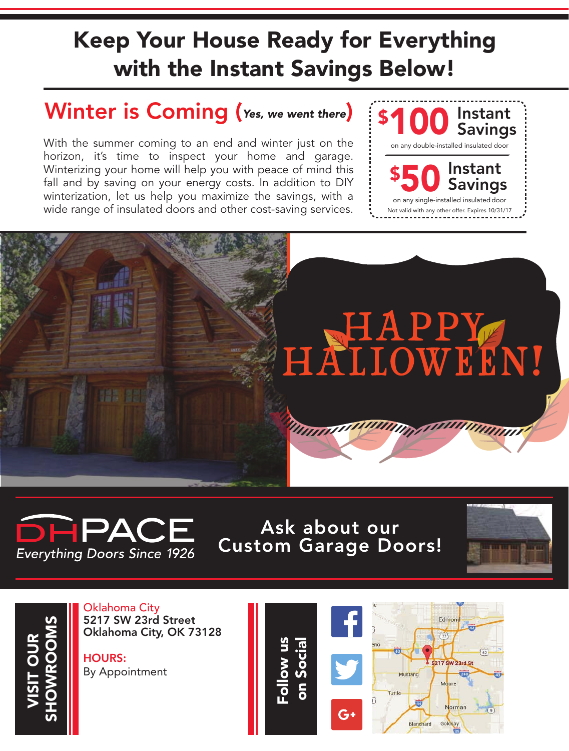# Keep Your House Ready for Everything with the Instant Savings Below!

## Winter is Coming (*Yes, we went there*)

With the summer coming to an end and winter just on the horizon, it's time to inspect your home and garage. Winterizing your home will help you with peace of mind this fall and by saving on your energy costs. In addition to DIY winterization, let us help you maximize the savings, with a wide range of insulated doors and other cost-saving services.

**$100 Instant Savings**
on any double-installed insulated door

**$50 Instant Savings**
on any single-installed insulated door

Not valid with any other offer. Expires 10/31/17

HAPPY HALLOWEEN!

DH PACE
*Everything Doors Since 1926*

**Ask about our Custom Garage Doors!**

**VISIT OUR SHOWROOMS**

Oklahoma City
**5217 SW 23rd Street**
**Oklahoma City, OK 73128**

**HOURS:**
By Appointment

**Follow us on Social**